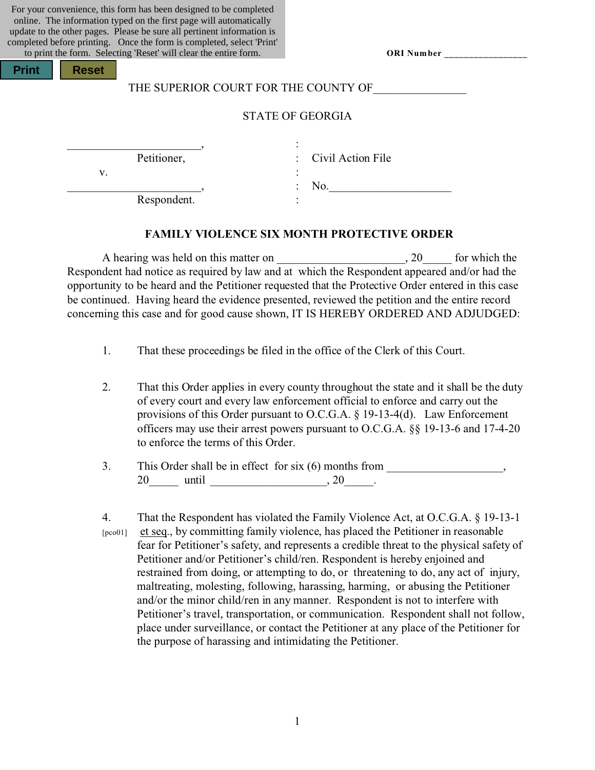For your convenience, this form has been designed to be completed online. The information typed on the first page will automatically update to the other pages. Please be sure all pertinent information is completed before printing. Once the form is completed, select 'Print' to print the form. Selecting 'Reset' will clear the entire form.

Print | Reset

**ORI Number** _________________

THE SUPERIOR COURT FOR THE COUNTY OF________________

STATE OF GEORGIA

| | | |
|---|---|---|
| ________________________, | : | |
| Petitioner, | : | Civil Action File |
| v. | : | |
| ________________________, | : | No.______________________ |
| Respondent. | : | |

**FAMILY VIOLENCE SIX MONTH PROTECTIVE ORDER**

A hearing was held on this matter on ______________________, 20_____ for which the Respondent had notice as required by law and at which the Respondent appeared and/or had the opportunity to be heard and the Petitioner requested that the Protective Order entered in this case be continued. Having heard the evidence presented, reviewed the petition and the entire record concerning this case and for good cause shown, IT IS HEREBY ORDERED AND ADJUDGED:

1. That these proceedings be filed in the office of the Clerk of this Court.

2. That this Order applies in every county throughout the state and it shall be the duty of every court and every law enforcement official to enforce and carry out the provisions of this Order pursuant to O.C.G.A. § 19-13-4(d). Law Enforcement officers may use their arrest powers pursuant to O.C.G.A. §§ 19-13-6 and 17-4-20 to enforce the terms of this Order.

3. This Order shall be in effect for six (6) months from ____________________, 20_____ until ____________________, 20_____.

4. [pco01] That the Respondent has violated the Family Violence Act, at O.C.G.A. § 19-13-1 et seq., by committing family violence, has placed the Petitioner in reasonable fear for Petitioner's safety, and represents a credible threat to the physical safety of Petitioner and/or Petitioner's child/ren. Respondent is hereby enjoined and restrained from doing, or attempting to do, or threatening to do, any act of injury, maltreating, molesting, following, harassing, harming, or abusing the Petitioner and/or the minor child/ren in any manner. Respondent is not to interfere with Petitioner's travel, transportation, or communication. Respondent shall not follow, place under surveillance, or contact the Petitioner at any place of the Petitioner for the purpose of harassing and intimidating the Petitioner.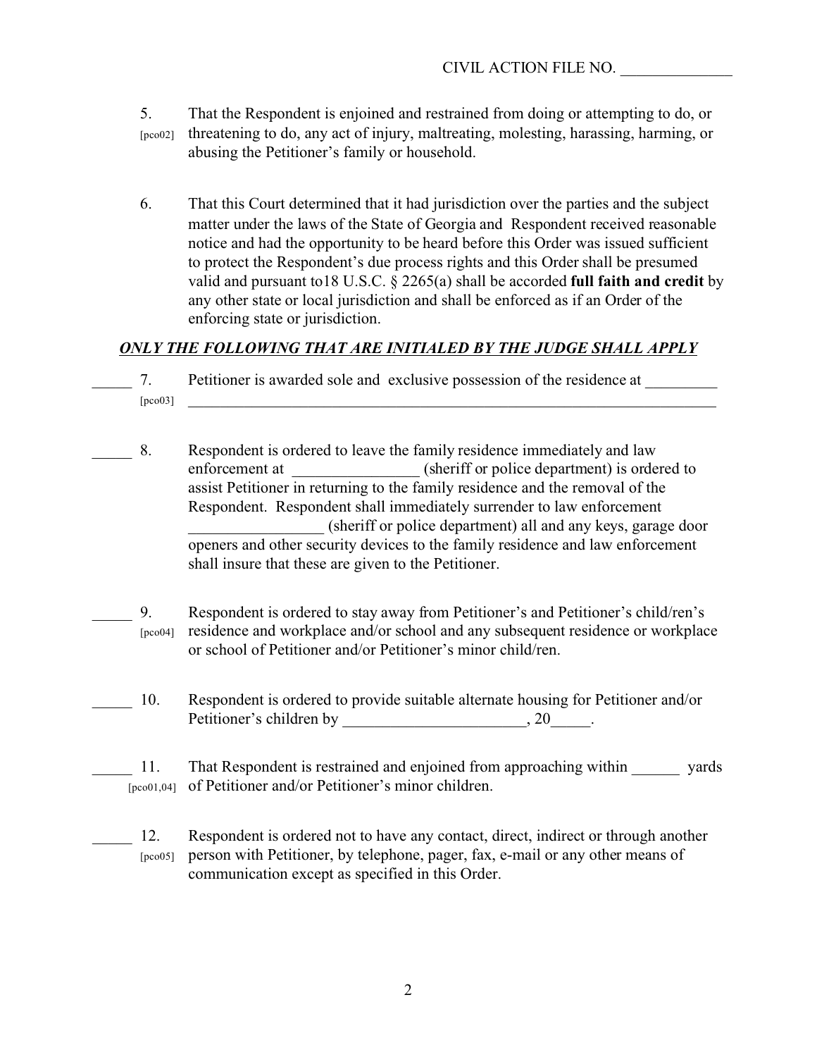CIVIL ACTION FILE NO. ______________

5. [pco02] That the Respondent is enjoined and restrained from doing or attempting to do, or threatening to do, any act of injury, maltreating, molesting, harassing, harming, or abusing the Petitioner's family or household.

6. That this Court determined that it had jurisdiction over the parties and the subject matter under the laws of the State of Georgia and Respondent received reasonable notice and had the opportunity to be heard before this Order was issued sufficient to protect the Respondent's due process rights and this Order shall be presumed valid and pursuant to18 U.S.C. § 2265(a) shall be accorded **full faith and credit** by any other state or local jurisdiction and shall be enforced as if an Order of the enforcing state or jurisdiction.

***ONLY THE FOLLOWING THAT ARE INITIALED BY THE JUDGE SHALL APPLY***

_____ 7. [pco03] Petitioner is awarded sole and exclusive possession of the residence at _________ ________________________________________________________________________

_____ 8. Respondent is ordered to leave the family residence immediately and law enforcement at ________________ (sheriff or police department) is ordered to assist Petitioner in returning to the family residence and the removal of the Respondent. Respondent shall immediately surrender to law enforcement _________________ (sheriff or police department) all and any keys, garage door openers and other security devices to the family residence and law enforcement shall insure that these are given to the Petitioner.

_____ 9. [pco04] Respondent is ordered to stay away from Petitioner's and Petitioner's child/ren's residence and workplace and/or school and any subsequent residence or workplace or school of Petitioner and/or Petitioner's minor child/ren.

_____ 10. Respondent is ordered to provide suitable alternate housing for Petitioner and/or Petitioner's children by _______________________, 20_____.

_____ 11. [pco01,04] That Respondent is restrained and enjoined from approaching within ______ yards of Petitioner and/or Petitioner's minor children.

_____ 12. [pco05] Respondent is ordered not to have any contact, direct, indirect or through another person with Petitioner, by telephone, pager, fax, e-mail or any other means of communication except as specified in this Order.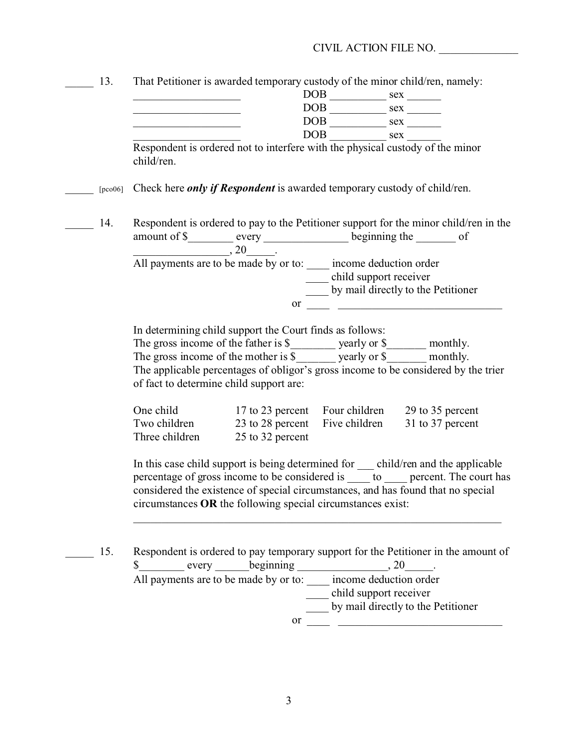CIVIL ACTION FILE NO. ______________

_____ 13. That Petitioner is awarded temporary custody of the minor child/ren, namely:

___________________ DOB __________ sex ______
___________________ DOB __________ sex ______
___________________ DOB __________ sex ______
___________________ DOB __________ sex ______

Respondent is ordered not to interfere with the physical custody of the minor child/ren.

_____ [pco06] Check here ***only if Respondent*** is awarded temporary custody of child/ren.

_____ 14. Respondent is ordered to pay to the Petitioner support for the minor child/ren in the amount of $________ every _______________ beginning the _______ of _________________, 20_____.

All payments are to be made by or to: ____ income deduction order
____ child support receiver
____ by mail directly to the Petitioner
or ____ ______________________________

In determining child support the Court finds as follows:
The gross income of the father is $________ yearly or $_______ monthly.
The gross income of the mother is $_______ yearly or $_______ monthly.
The applicable percentages of obligor's gross income to be considered by the trier of fact to determine child support are:

| | | | |
|---|---|---|---|
| One child | 17 to 23 percent | Four children | 29 to 35 percent |
| Two children | 23 to 28 percent | Five children | 31 to 37 percent |
| Three children | 25 to 32 percent | | |

In this case child support is being determined for ___ child/ren and the applicable percentage of gross income to be considered is ____ to ____ percent. The court has considered the existence of special circumstances, and has found that no special circumstances **OR** the following special circumstances exist:

_________________________________________________________________

_____ 15. Respondent is ordered to pay temporary support for the Petitioner in the amount of $________ every ______beginning ________________, 20_____.

All payments are to be made by or to: ____ income deduction order
____ child support receiver
____ by mail directly to the Petitioner
or ____ ______________________________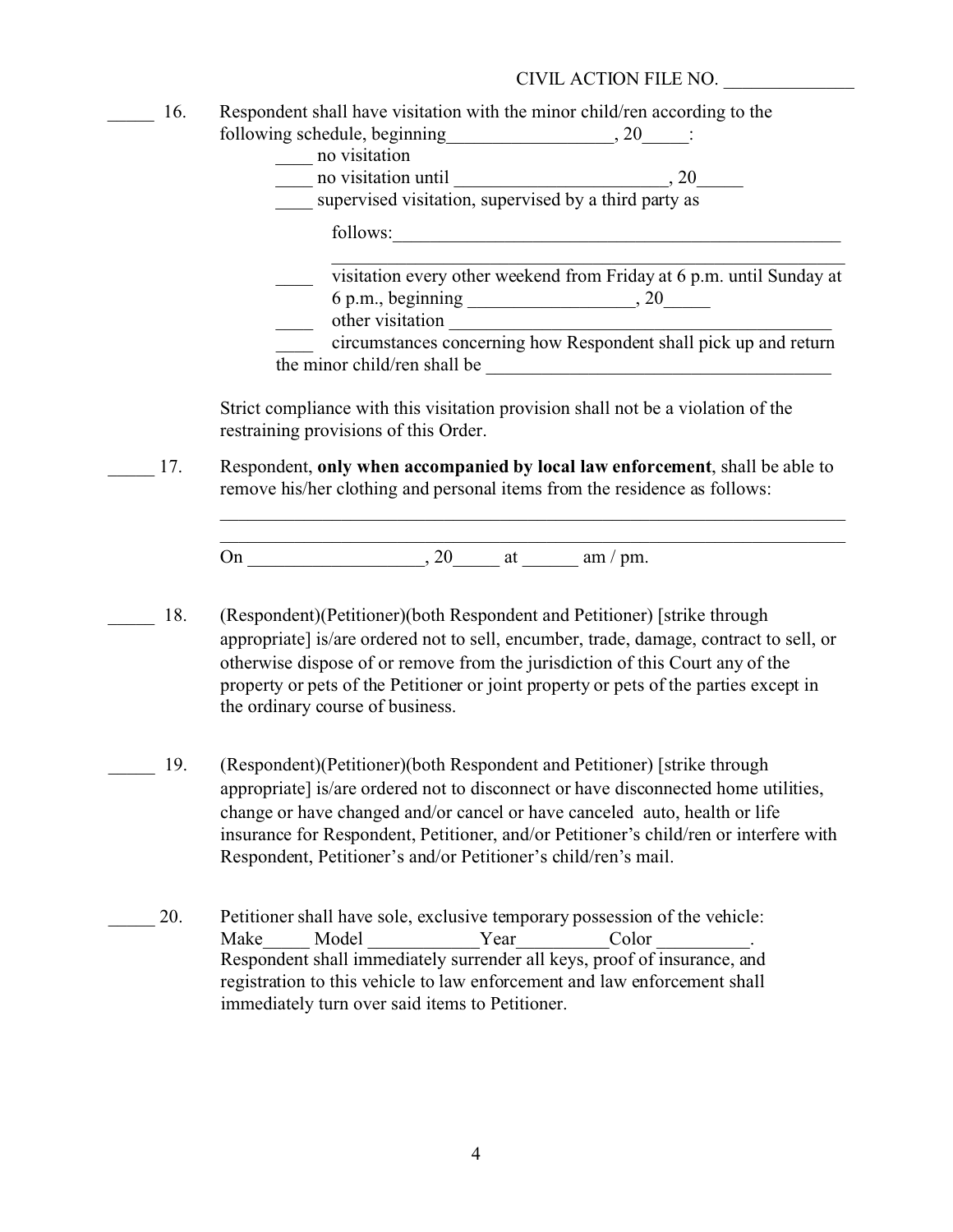CIVIL ACTION FILE NO. ______________

_____ 16. Respondent shall have visitation with the minor child/ren according to the following schedule, beginning__________________, 20_____:

____ no visitation

____ no visitation until ______________________, 20_____

____ supervised visitation, supervised by a third party as follows:__________________________________________________

__________________________________________________

____ visitation every other weekend from Friday at 6 p.m. until Sunday at 6 p.m., beginning __________________, 20_____

____ other visitation ____________________________________________

____ circumstances concerning how Respondent shall pick up and return the minor child/ren shall be ______________________________________

Strict compliance with this visitation provision shall not be a violation of the restraining provisions of this Order.

_____ 17. Respondent, **only when accompanied by local law enforcement**, shall be able to remove his/her clothing and personal items from the residence as follows:

______________________________________________________________________

______________________________________________________________________

On ___________________, 20_____ at ______ am / pm.

_____ 18. (Respondent)(Petitioner)(both Respondent and Petitioner) [strike through appropriate] is/are ordered not to sell, encumber, trade, damage, contract to sell, or otherwise dispose of or remove from the jurisdiction of this Court any of the property or pets of the Petitioner or joint property or pets of the parties except in the ordinary course of business.

_____ 19. (Respondent)(Petitioner)(both Respondent and Petitioner) [strike through appropriate] is/are ordered not to disconnect or have disconnected home utilities, change or have changed and/or cancel or have canceled auto, health or life insurance for Respondent, Petitioner, and/or Petitioner's child/ren or interfere with Respondent, Petitioner's and/or Petitioner's child/ren's mail.

_____ 20. Petitioner shall have sole, exclusive temporary possession of the vehicle: Make_____ Model ____________Year__________Color __________. Respondent shall immediately surrender all keys, proof of insurance, and registration to this vehicle to law enforcement and law enforcement shall immediately turn over said items to Petitioner.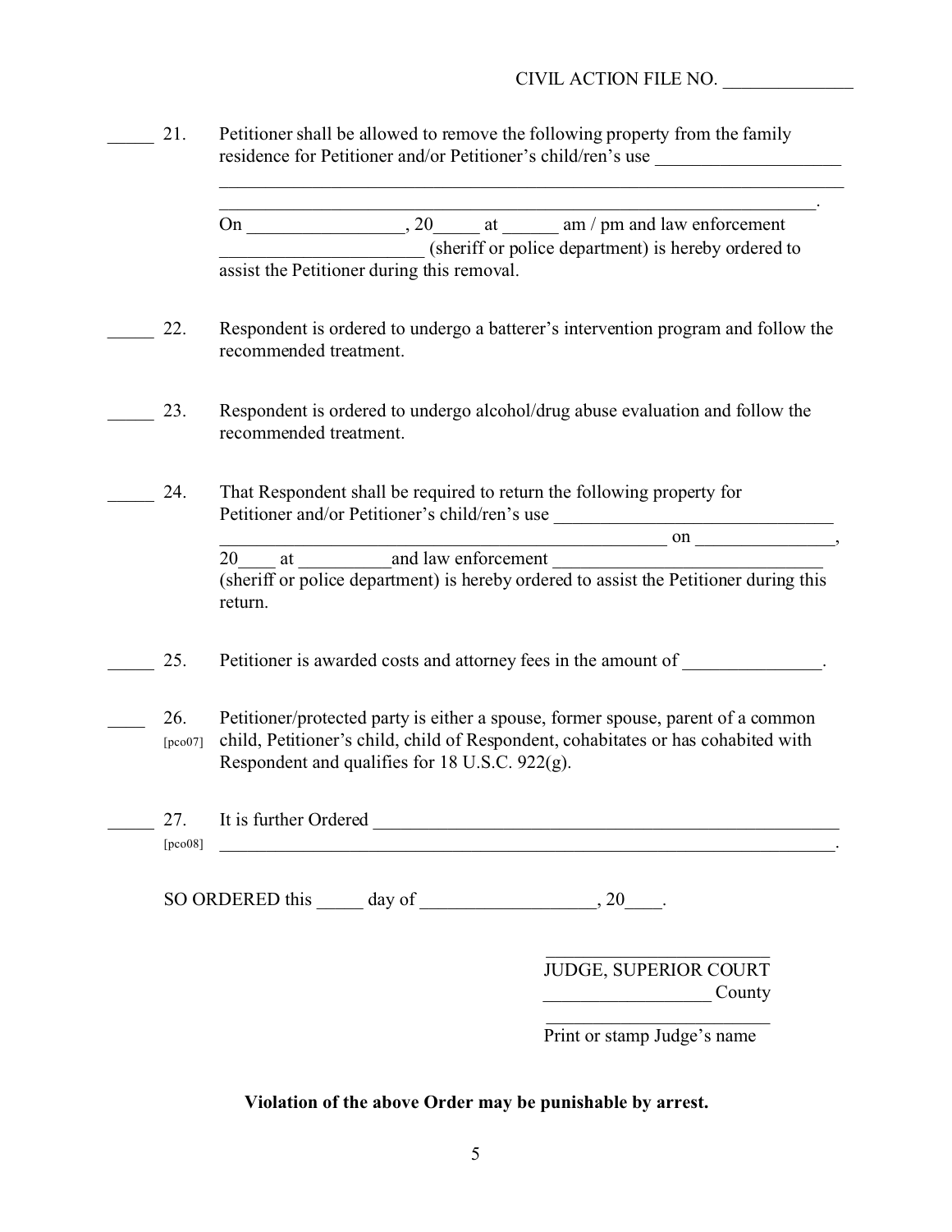CIVIL ACTION FILE NO. ______________

_____ 21. Petitioner shall be allowed to remove the following property from the family residence for Petitioner and/or Petitioner's child/ren's use ____________________ ________________________________________________________________________ ____________________________________________________________________.
On _________________, 20_____ at ______ am / pm and law enforcement ______________________ (sheriff or police department) is hereby ordered to assist the Petitioner during this removal.

_____ 22. Respondent is ordered to undergo a batterer's intervention program and follow the recommended treatment.

_____ 23. Respondent is ordered to undergo alcohol/drug abuse evaluation and follow the recommended treatment.

_____ 24. That Respondent shall be required to return the following property for Petitioner and/or Petitioner's child/ren's use ______________________________ ________________________________________________ on _______________, 20____ at __________and law enforcement _____________________________ (sheriff or police department) is hereby ordered to assist the Petitioner during this return.

_____ 25. Petitioner is awarded costs and attorney fees in the amount of _______________.

____ 26. [pco07] Petitioner/protected party is either a spouse, former spouse, parent of a common child, Petitioner's child, child of Respondent, cohabitates or has cohabited with Respondent and qualifies for 18 U.S.C. 922(g).

_____ 27. [pco08] It is further Ordered _______________________________________________________ ___________________________________________________________________________.

SO ORDERED this _____ day of ___________________, 20____.

__________________________
JUDGE, SUPERIOR COURT
__________________ County

__________________________
Print or stamp Judge's name

**Violation of the above Order may be punishable by arrest.**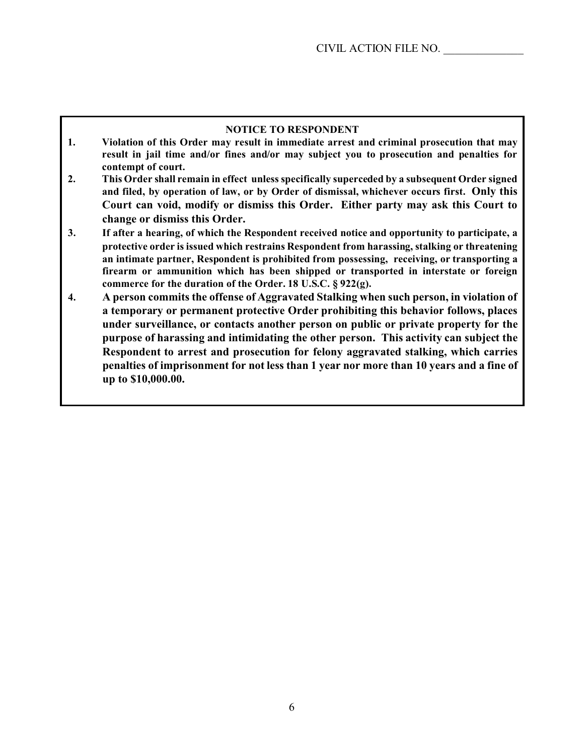CIVIL ACTION FILE NO. ______________

**NOTICE TO RESPONDENT**

1. **Violation of this Order may result in immediate arrest and criminal prosecution that may result in jail time and/or fines and/or may subject you to prosecution and penalties for contempt of court.**
2. **This Order shall remain in effect unless specifically superceded by a subsequent Order signed and filed, by operation of law, or by Order of dismissal, whichever occurs first. Only this Court can void, modify or dismiss this Order. Either party may ask this Court to change or dismiss this Order.**
3. **If after a hearing, of which the Respondent received notice and opportunity to participate, a protective order is issued which restrains Respondent from harassing, stalking or threatening an intimate partner, Respondent is prohibited from possessing, receiving, or transporting a firearm or ammunition which has been shipped or transported in interstate or foreign commerce for the duration of the Order. 18 U.S.C. § 922(g).**
4. **A person commits the offense of Aggravated Stalking when such person, in violation of a temporary or permanent protective Order prohibiting this behavior follows, places under surveillance, or contacts another person on public or private property for the purpose of harassing and intimidating the other person. This activity can subject the Respondent to arrest and prosecution for felony aggravated stalking, which carries penalties of imprisonment for not less than 1 year nor more than 10 years and a fine of up to $10,000.00.**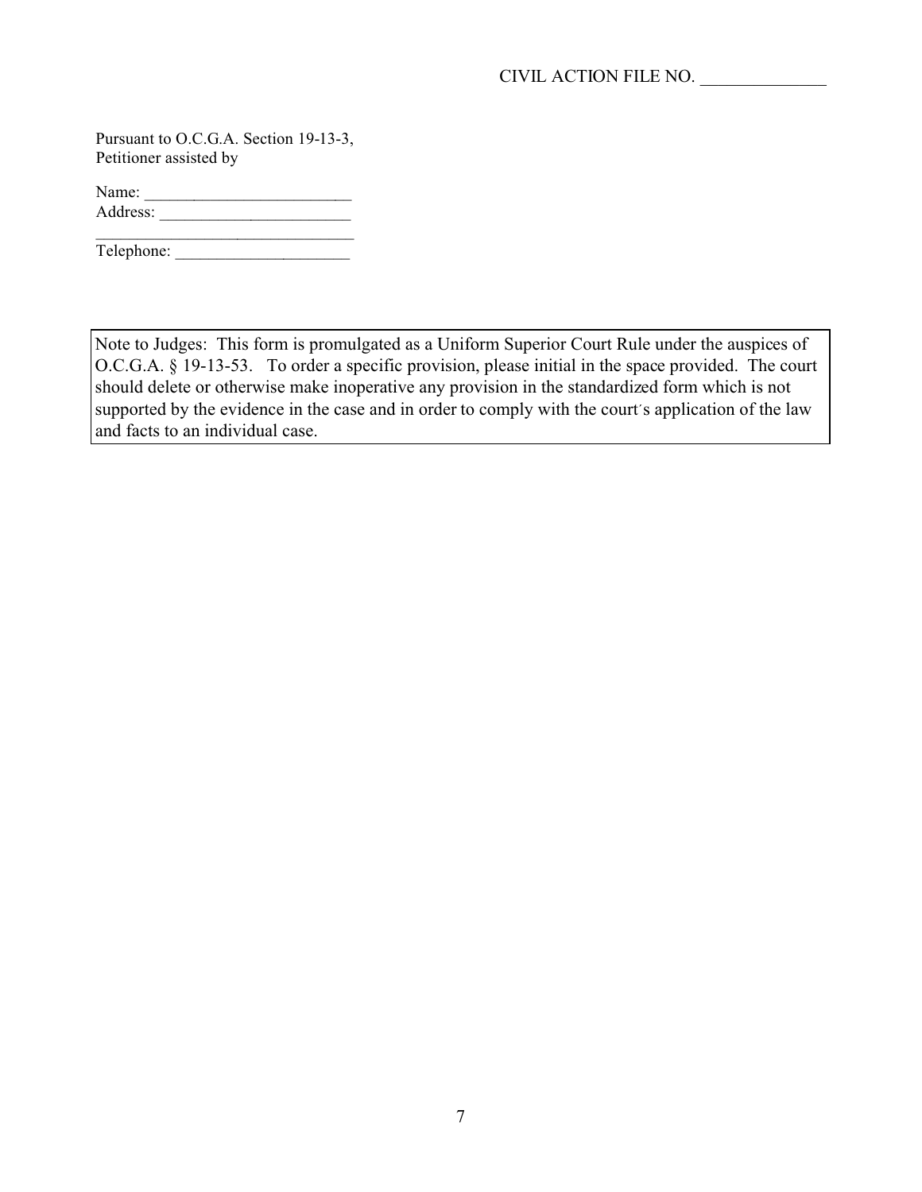CIVIL ACTION FILE NO. _______________

Pursuant to O.C.G.A. Section 19-13-3,
Petitioner assisted by

Name: _________________________
Address: ________________________
________________________________
Telephone: _____________________

> Note to Judges: This form is promulgated as a Uniform Superior Court Rule under the auspices of O.C.G.A. § 19-13-53. To order a specific provision, please initial in the space provided. The court should delete or otherwise make inoperative any provision in the standardized form which is not supported by the evidence in the case and in order to comply with the court´s application of the law and facts to an individual case.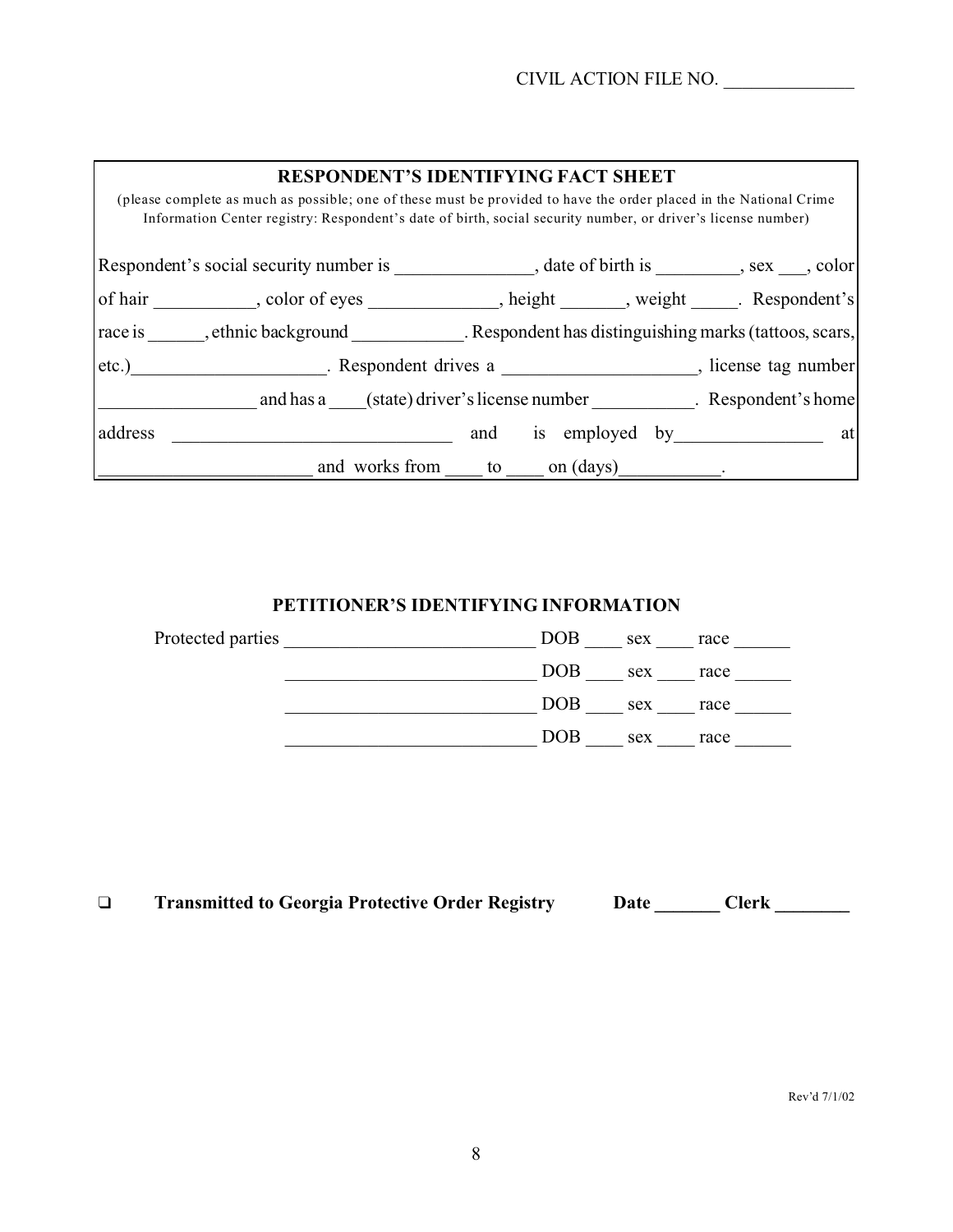CIVIL ACTION FILE NO. ______________

## RESPONDENT'S IDENTIFYING FACT SHEET

(please complete as much as possible; one of these must be provided to have the order placed in the National Crime Information Center registry: Respondent's date of birth, social security number, or driver's license number)

Respondent's social security number is _______________, date of birth is _________, sex ___, color of hair ___________, color of eyes ______________, height _______, weight _____. Respondent's race is ______, ethnic background ____________. Respondent has distinguishing marks (tattoos, scars, etc.)_____________________. Respondent drives a _____________________, license tag number _________________ and has a ____(state) driver's license number ___________. Respondent's home address ______________________________ and is employed by________________ at ________________________ and works from ____ to ____ on (days)___________.

## PETITIONER'S IDENTIFYING INFORMATION

Protected parties ___________________________ DOB ____ sex ____ race ______

___________________________ DOB ____ sex ____ race ______

___________________________ DOB ____ sex ____ race ______

___________________________ DOB ____ sex ____ race ______

- [ ] **Transmitted to Georgia Protective Order Registry** **Date _______ Clerk ________**

Rev'd 7/1/02